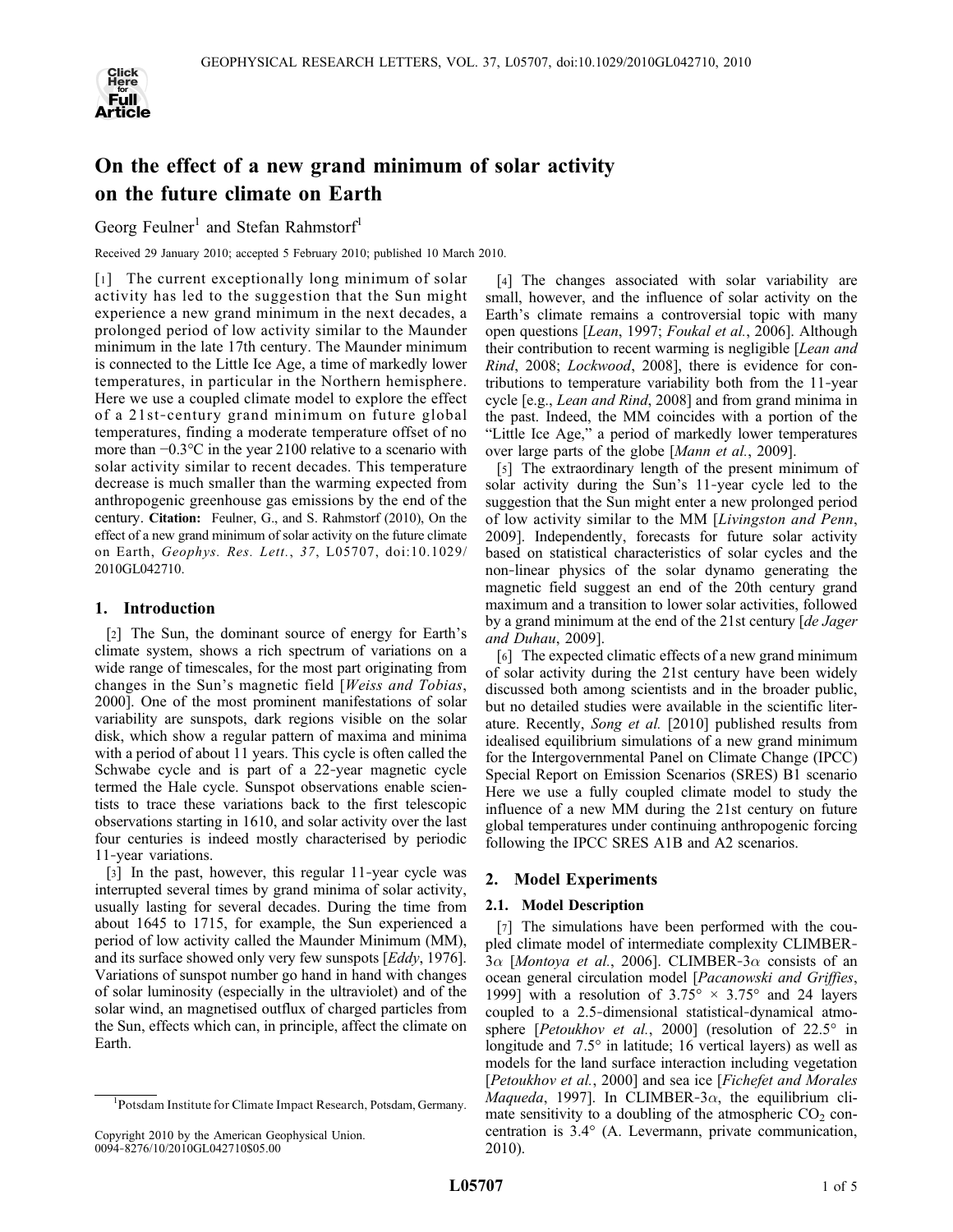# On the effect of a new grand minimum of solar activity on the future climate on Earth

Georg Feulner[1] and Stefan Rahmstorf[1]

Received 29 January 2010; accepted 5 February 2010; published 10 March 2010.

[1] The current exceptionally long minimum of solar activity has led to the suggestion that the Sun might experience a new grand minimum in the next decades, a prolonged period of low activity similar to the Maunder minimum in the late 17th century. The Maunder minimum is connected to the Little Ice Age, a time of markedly lower temperatures, in particular in the Northern hemisphere. Here we use a coupled climate model to explore the effect of a 21st-century grand minimum on future global temperatures, finding a moderate temperature offset of no more than −0.3°C in the year 2100 relative to a scenario with solar activity similar to recent decades. This temperature decrease is much smaller than the warming expected from anthropogenic greenhouse gas emissions by the end of the century. **Citation:** Feulner, G., and S. Rahmstorf (2010), On the effect of a new grand minimum of solar activity on the future climate on Earth, *Geophys. Res. Lett.*, *37*, L05707, doi:10.1029/2010GL042710.

## 1. Introduction

[2] The Sun, the dominant source of energy for Earth's climate system, shows a rich spectrum of variations on a wide range of timescales, for the most part originating from changes in the Sun's magnetic field [*Weiss and Tobias*, 2000]. One of the most prominent manifestations of solar variability are sunspots, dark regions visible on the solar disk, which show a regular pattern of maxima and minima with a period of about 11 years. This cycle is often called the Schwabe cycle and is part of a 22-year magnetic cycle termed the Hale cycle. Sunspot observations enable scientists to trace these variations back to the first telescopic observations starting in 1610, and solar activity over the last four centuries is indeed mostly characterised by periodic 11-year variations.

[3] In the past, however, this regular 11-year cycle was interrupted several times by grand minima of solar activity, usually lasting for several decades. During the time from about 1645 to 1715, for example, the Sun experienced a period of low activity called the Maunder Minimum (MM), and its surface showed only very few sunspots [*Eddy*, 1976]. Variations of sunspot number go hand in hand with changes of solar luminosity (especially in the ultraviolet) and of the solar wind, an magnetised outflux of charged particles from the Sun, effects which can, in principle, affect the climate on Earth.

[4] The changes associated with solar variability are small, however, and the influence of solar activity on the Earth's climate remains a controversial topic with many open questions [*Lean*, 1997; *Foukal et al.*, 2006]. Although their contribution to recent warming is negligible [*Lean and Rind*, 2008; *Lockwood*, 2008], there is evidence for contributions to temperature variability both from the 11-year cycle [e.g., *Lean and Rind*, 2008] and from grand minima in the past. Indeed, the MM coincides with a portion of the "Little Ice Age," a period of markedly lower temperatures over large parts of the globe [*Mann et al.*, 2009].

[5] The extraordinary length of the present minimum of solar activity during the Sun's 11-year cycle led to the suggestion that the Sun might enter a new prolonged period of low activity similar to the MM [*Livingston and Penn*, 2009]. Independently, forecasts for future solar activity based on statistical characteristics of solar cycles and the non-linear physics of the solar dynamo generating the magnetic field suggest an end of the 20th century grand maximum and a transition to lower solar activities, followed by a grand minimum at the end of the 21st century [*de Jager and Duhau*, 2009].

[6] The expected climatic effects of a new grand minimum of solar activity during the 21st century have been widely discussed both among scientists and in the broader public, but no detailed studies were available in the scientific literature. Recently, *Song et al.* [2010] published results from idealised equilibrium simulations of a new grand minimum for the Intergovernmental Panel on Climate Change (IPCC) Special Report on Emission Scenarios (SRES) B1 scenario Here we use a fully coupled climate model to study the influence of a new MM during the 21st century on future global temperatures under continuing anthropogenic forcing following the IPCC SRES A1B and A2 scenarios.

## 2. Model Experiments

### 2.1. Model Description

[7] The simulations have been performed with the coupled climate model of intermediate complexity CLIMBER-3$\alpha$ [*Montoya et al.*, 2006]. CLIMBER-3$\alpha$ consists of an ocean general circulation model [*Pacanowski and Griffies*, 1999] with a resolution of 3.75° × 3.75° and 24 layers coupled to a 2.5-dimensional statistical-dynamical atmosphere [*Petoukhov et al.*, 2000] (resolution of 22.5° in longitude and 7.5° in latitude; 16 vertical layers) as well as models for the land surface interaction including vegetation [*Petoukhov et al.*, 2000] and sea ice [*Fichefet and Morales Maqueda*, 1997]. In CLIMBER-3$\alpha$, the equilibrium climate sensitivity to a doubling of the atmospheric $CO_2$ concentration is 3.4° (A. Levermann, private communication, 2010).

[1]Potsdam Institute for Climate Impact Research, Potsdam, Germany.

Copyright 2010 by the American Geophysical Union.
0094-8276/10/2010GL042710$05.00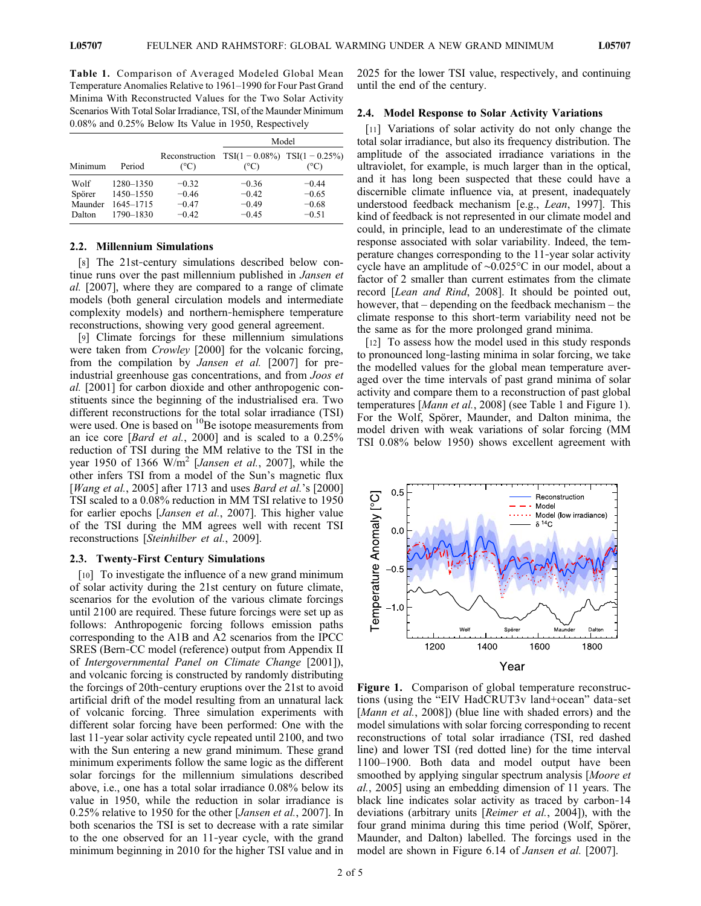**Table 1.** Comparison of Averaged Modeled Global Mean Temperature Anomalies Relative to 1961–1990 for Four Past Grand Minima With Reconstructed Values for the Two Solar Activity Scenarios With Total Solar Irradiance, TSI, of the Maunder Minimum 0.08% and 0.25% Below Its Value in 1950, Respectively

| Minimum | Period | Reconstruction (°C) | Model TSI(1 − 0.08%) (°C) | Model TSI(1 − 0.25%) (°C) |
|---|---|---|---|---|
| Wolf | 1280–1350 | −0.32 | −0.36 | −0.44 |
| Spörer | 1450–1550 | −0.46 | −0.42 | −0.65 |
| Maunder | 1645–1715 | −0.47 | −0.49 | −0.68 |
| Dalton | 1790–1830 | −0.42 | −0.45 | −0.51 |

### 2.2. Millennium Simulations

[8] The 21st-century simulations described below continue runs over the past millennium published in *Jansen et al.* [2007], where they are compared to a range of climate models (both general circulation models and intermediate complexity models) and northern-hemisphere temperature reconstructions, showing very good general agreement.

[9] Climate forcings for these millennium simulations were taken from *Crowley* [2000] for the volcanic forcing, from the compilation by *Jansen et al.* [2007] for pre-industrial greenhouse gas concentrations, and from *Joos et al.* [2001] for carbon dioxide and other anthropogenic constituents since the beginning of the industrialised era. Two different reconstructions for the total solar irradiance (TSI) were used. One is based on $^{10}$Be isotope measurements from an ice core [*Bard et al.*, 2000] and is scaled to a 0.25% reduction of TSI during the MM relative to the TSI in the year 1950 of 1366 W/m$^2$ [*Jansen et al.*, 2007], while the other infers TSI from a model of the Sun's magnetic flux [*Wang et al.*, 2005] after 1713 and uses *Bard et al.*'s [2000] TSI scaled to a 0.08% reduction in MM TSI relative to 1950 for earlier epochs [*Jansen et al.*, 2007]. This higher value of the TSI during the MM agrees well with recent TSI reconstructions [*Steinhilber et al.*, 2009].

### 2.3. Twenty-First Century Simulations

[10] To investigate the influence of a new grand minimum of solar activity during the 21st century on future climate, scenarios for the evolution of the various climate forcings until 2100 are required. These future forcings were set up as follows: Anthropogenic forcing follows emission paths corresponding to the A1B and A2 scenarios from the IPCC SRES (Bern-CC model (reference) output from Appendix II of *Intergovernmental Panel on Climate Change* [2001]), and volcanic forcing is constructed by randomly distributing the forcings of 20th-century eruptions over the 21st to avoid artificial drift of the model resulting from an unnatural lack of volcanic forcing. Three simulation experiments with different solar forcing have been performed: One with the last 11-year solar activity cycle repeated until 2100, and two with the Sun entering a new grand minimum. These grand minimum experiments follow the same logic as the different solar forcings for the millennium simulations described above, i.e., one has a total solar irradiance 0.08% below its value in 1950, while the reduction in solar irradiance is 0.25% relative to 1950 for the other [*Jansen et al.*, 2007]. In both scenarios the TSI is set to decrease with a rate similar to the one observed for an 11-year cycle, with the grand minimum beginning in 2010 for the higher TSI value and in 2025 for the lower TSI value, respectively, and continuing until the end of the century.

### 2.4. Model Response to Solar Activity Variations

[11] Variations of solar activity do not only change the total solar irradiance, but also its frequency distribution. The amplitude of the associated irradiance variations in the ultraviolet, for example, is much larger than in the optical, and it has long been suspected that these could have a discernible climate influence via, at present, inadequately understood feedback mechanism [e.g., *Lean*, 1997]. This kind of feedback is not represented in our climate model and could, in principle, lead to an underestimate of the climate response associated with solar variability. Indeed, the temperature changes corresponding to the 11-year solar activity cycle have an amplitude of ~0.025°C in our model, about a factor of 2 smaller than current estimates from the climate record [*Lean and Rind*, 2008]. It should be pointed out, however, that – depending on the feedback mechanism – the climate response to this short-term variability need not be the same as for the more prolonged grand minima.

[12] To assess how the model used in this study responds to pronounced long-lasting minima in solar forcing, we take the modelled values for the global mean temperature averaged over the time intervals of past grand minima of solar activity and compare them to a reconstruction of past global temperatures [*Mann et al.*, 2008] (see Table 1 and Figure 1). For the Wolf, Spörer, Maunder, and Dalton minima, the model driven with weak variations of solar forcing (MM TSI 0.08% below 1950) shows excellent agreement with

**Figure 1.** Comparison of global temperature reconstructions (using the "EIV HadCRUT3v land+ocean" data-set [*Mann et al.*, 2008]) (blue line with shaded errors) and the model simulations with solar forcing corresponding to recent reconstructions of total solar irradiance (TSI, red dashed line) and lower TSI (red dotted line) for the time interval 1100–1900. Both data and model output have been smoothed by applying singular spectrum analysis [*Moore et al.*, 2005] using an embedding dimension of 11 years. The black line indicates solar activity as traced by carbon-14 deviations (arbitrary units [*Reimer et al.*, 2004]), with the four grand minima during this time period (Wolf, Spörer, Maunder, and Dalton) labelled. The forcings used in the model are shown in Figure 6.14 of *Jansen et al.* [2007].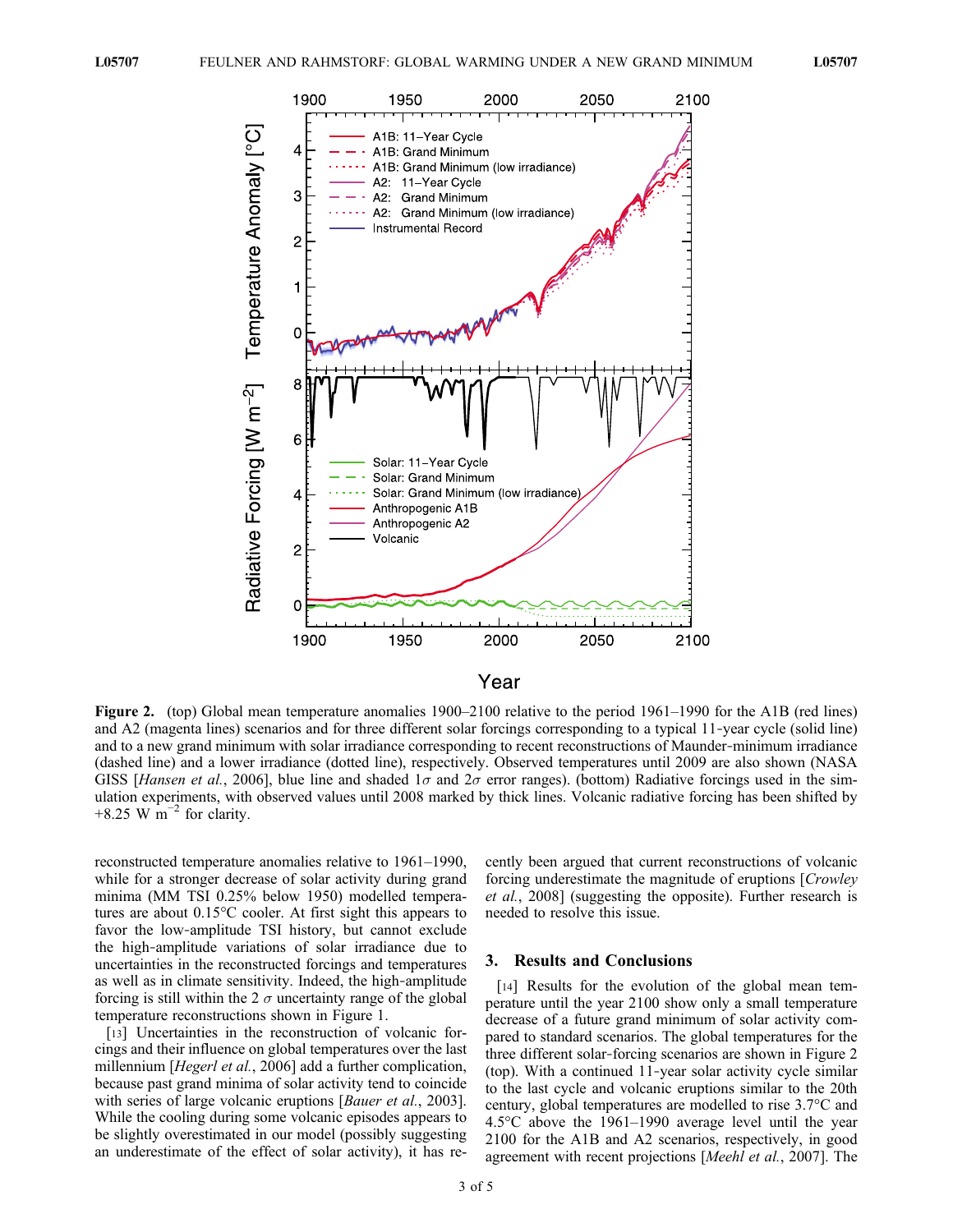**Figure 2.** (top) Global mean temperature anomalies 1900–2100 relative to the period 1961–1990 for the A1B (red lines) and A2 (magenta lines) scenarios and for three different solar forcings corresponding to a typical 11-year cycle (solid line) and to a new grand minimum with solar irradiance corresponding to recent reconstructions of Maunder-minimum irradiance (dashed line) and a lower irradiance (dotted line), respectively. Observed temperatures until 2009 are also shown (NASA GISS [*Hansen et al.*, 2006], blue line and shaded $1\sigma$ and $2\sigma$ error ranges). (bottom) Radiative forcings used in the simulation experiments, with observed values until 2008 marked by thick lines. Volcanic radiative forcing has been shifted by $+8.25$ W m$^{-2}$ for clarity.

reconstructed temperature anomalies relative to 1961–1990, while for a stronger decrease of solar activity during grand minima (MM TSI 0.25% below 1950) modelled temperatures are about 0.15°C cooler. At first sight this appears to favor the low-amplitude TSI history, but cannot exclude the high-amplitude variations of solar irradiance due to uncertainties in the reconstructed forcings and temperatures as well as in climate sensitivity. Indeed, the high-amplitude forcing is still within the 2 $\sigma$ uncertainty range of the global temperature reconstructions shown in Figure 1.

[13] Uncertainties in the reconstruction of volcanic forcings and their influence on global temperatures over the last millennium [*Hegerl et al.*, 2006] add a further complication, because past grand minima of solar activity tend to coincide with series of large volcanic eruptions [*Bauer et al.*, 2003]. While the cooling during some volcanic episodes appears to be slightly overestimated in our model (possibly suggesting an underestimate of the effect of solar activity), it has recently been argued that current reconstructions of volcanic forcing underestimate the magnitude of eruptions [*Crowley et al.*, 2008] (suggesting the opposite). Further research is needed to resolve this issue.

## 3. Results and Conclusions

[14] Results for the evolution of the global mean temperature until the year 2100 show only a small temperature decrease of a future grand minimum of solar activity compared to standard scenarios. The global temperatures for the three different solar-forcing scenarios are shown in Figure 2 (top). With a continued 11-year solar activity cycle similar to the last cycle and volcanic eruptions similar to the 20th century, global temperatures are modelled to rise 3.7°C and 4.5°C above the 1961–1990 average level until the year 2100 for the A1B and A2 scenarios, respectively, in good agreement with recent projections [*Meehl et al.*, 2007]. The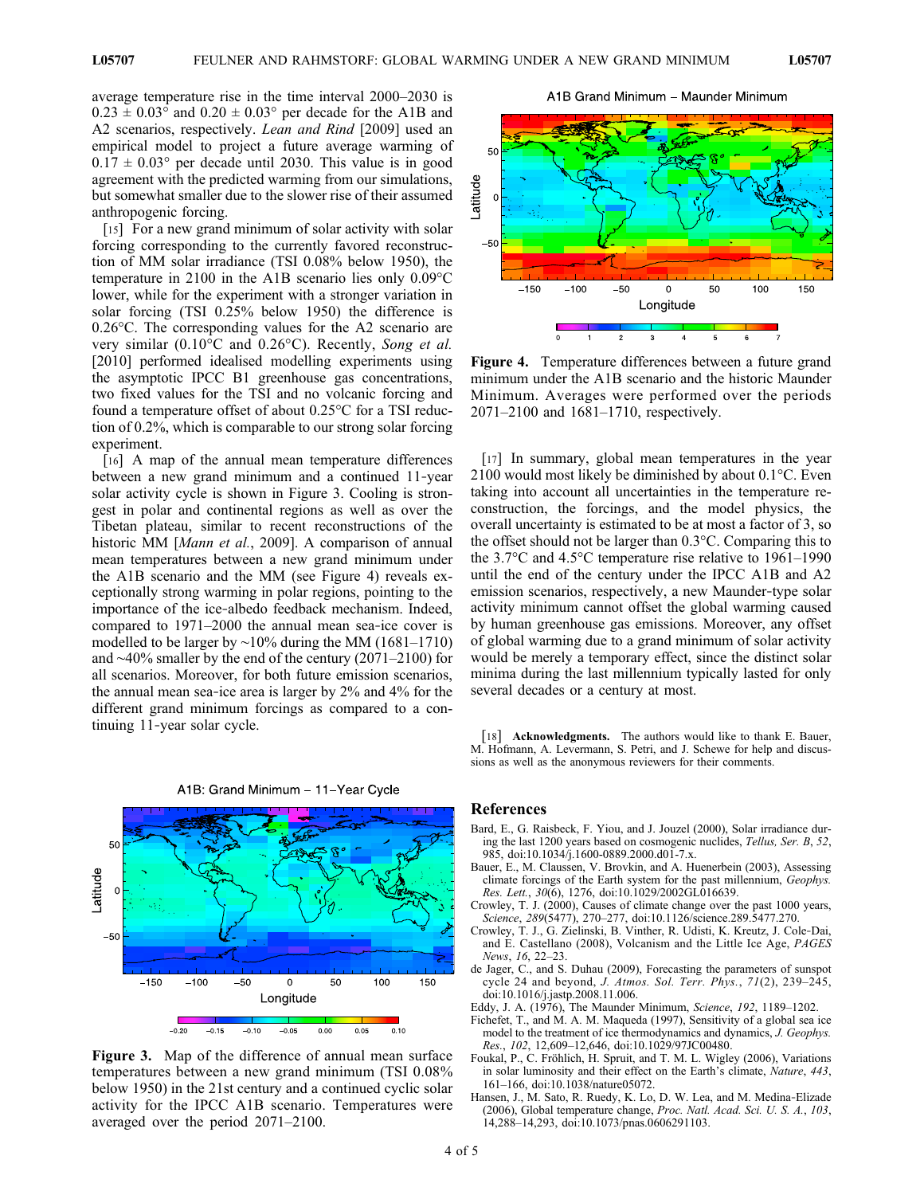average temperature rise in the time interval 2000–2030 is $0.23 \pm 0.03°$ and $0.20 \pm 0.03°$ per decade for the A1B and A2 scenarios, respectively. *Lean and Rind* [2009] used an empirical model to project a future average warming of $0.17 \pm 0.03°$ per decade until 2030. This value is in good agreement with the predicted warming from our simulations, but somewhat smaller due to the slower rise of their assumed anthropogenic forcing.

[15] For a new grand minimum of solar activity with solar forcing corresponding to the currently favored reconstruction of MM solar irradiance (TSI 0.08% below 1950), the temperature in 2100 in the A1B scenario lies only 0.09°C lower, while for the experiment with a stronger variation in solar forcing (TSI 0.25% below 1950) the difference is 0.26°C. The corresponding values for the A2 scenario are very similar (0.10°C and 0.26°C). Recently, *Song et al.* [2010] performed idealised modelling experiments using the asymptotic IPCC B1 greenhouse gas concentrations, two fixed values for the TSI and no volcanic forcing and found a temperature offset of about 0.25°C for a TSI reduction of 0.2%, which is comparable to our strong solar forcing experiment.

[16] A map of the annual mean temperature differences between a new grand minimum and a continued 11-year solar activity cycle is shown in Figure 3. Cooling is strongest in polar and continental regions as well as over the Tibetan plateau, similar to recent reconstructions of the historic MM [*Mann et al.*, 2009]. A comparison of annual mean temperatures between a new grand minimum under the A1B scenario and the MM (see Figure 4) reveals exceptionally strong warming in polar regions, pointing to the importance of the ice-albedo feedback mechanism. Indeed, compared to 1971–2000 the annual mean sea-ice cover is modelled to be larger by ~10% during the MM (1681–1710) and ~40% smaller by the end of the century (2071–2100) for all scenarios. Moreover, for both future emission scenarios, the annual mean sea-ice area is larger by 2% and 4% for the different grand minimum forcings as compared to a continuing 11-year solar cycle.

**Figure 3.** Map of the difference of annual mean surface temperatures between a new grand minimum (TSI 0.08% below 1950) in the 21st century and a continued cyclic solar activity for the IPCC A1B scenario. Temperatures were averaged over the period 2071–2100.

**Figure 4.** Temperature differences between a future grand minimum under the A1B scenario and the historic Maunder Minimum. Averages were performed over the periods 2071–2100 and 1681–1710, respectively.

[17] In summary, global mean temperatures in the year 2100 would most likely be diminished by about 0.1°C. Even taking into account all uncertainties in the temperature reconstruction, the forcings, and the model physics, the overall uncertainty is estimated to be at most a factor of 3, so the offset should not be larger than 0.3°C. Comparing this to the 3.7°C and 4.5°C temperature rise relative to 1961–1990 until the end of the century under the IPCC A1B and A2 emission scenarios, respectively, a new Maunder-type solar activity minimum cannot offset the global warming caused by human greenhouse gas emissions. Moreover, any offset of global warming due to a grand minimum of solar activity would be merely a temporary effect, since the distinct solar minima during the last millennium typically lasted for only several decades or a century at most.

[18] **Acknowledgments.** The authors would like to thank E. Bauer, M. Hofmann, A. Levermann, S. Petri, and J. Schewe for help and discussions as well as the anonymous reviewers for their comments.

## References

Bard, E., G. Raisbeck, F. Yiou, and J. Jouzel (2000), Solar irradiance during the last 1200 years based on cosmogenic nuclides, *Tellus, Ser. B*, *52*, 985, doi:10.1034/j.1600-0889.2000.d01-7.x.

Bauer, E., M. Claussen, V. Brovkin, and A. Huenerbein (2003), Assessing climate forcings of the Earth system for the past millennium, *Geophys. Res. Lett.*, *30*(6), 1276, doi:10.1029/2002GL016639.

Crowley, T. J. (2000), Causes of climate change over the past 1000 years, *Science*, *289*(5477), 270–277, doi:10.1126/science.289.5477.270.

Crowley, T. J., G. Zielinski, B. Vinther, R. Udisti, K. Kreutz, J. Cole-Dai, and E. Castellano (2008), Volcanism and the Little Ice Age, *PAGES News*, *16*, 22–23.

de Jager, C., and S. Duhau (2009), Forecasting the parameters of sunspot cycle 24 and beyond, *J. Atmos. Sol. Terr. Phys.*, *71*(2), 239–245, doi:10.1016/j.jastp.2008.11.006.

Eddy, J. A. (1976), The Maunder Minimum, *Science*, *192*, 1189–1202.

Fichefet, T., and M. A. M. Maqueda (1997), Sensitivity of a global sea ice model to the treatment of ice thermodynamics and dynamics, *J. Geophys. Res.*, *102*, 12,609–12,646, doi:10.1029/97JC00480.

Foukal, P., C. Fröhlich, H. Spruit, and T. M. L. Wigley (2006), Variations in solar luminosity and their effect on the Earth's climate, *Nature*, *443*, 161–166, doi:10.1038/nature05072.

Hansen, J., M. Sato, R. Ruedy, K. Lo, D. W. Lea, and M. Medina-Elizade (2006), Global temperature change, *Proc. Natl. Acad. Sci. U. S. A.*, *103*, 14,288–14,293, doi:10.1073/pnas.0606291103.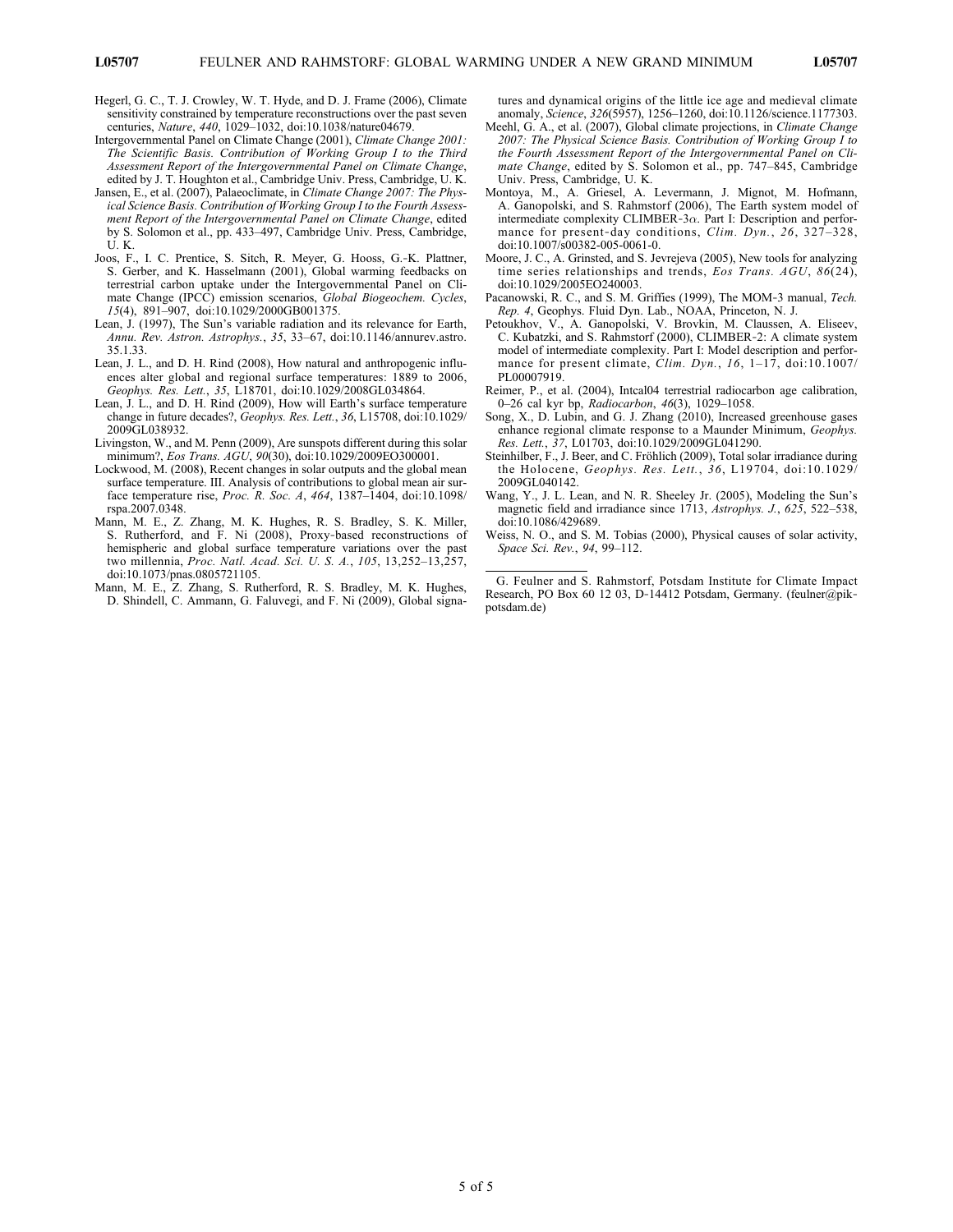Hegerl, G. C., T. J. Crowley, W. T. Hyde, and D. J. Frame (2006), Climate sensitivity constrained by temperature reconstructions over the past seven centuries, *Nature*, *440*, 1029–1032, doi:10.1038/nature04679.

Intergovernmental Panel on Climate Change (2001), *Climate Change 2001: The Scientific Basis. Contribution of Working Group I to the Third Assessment Report of the Intergovernmental Panel on Climate Change*, edited by J. T. Houghton et al., Cambridge Univ. Press, Cambridge, U. K.

Jansen, E., et al. (2007), Palaeoclimate, in *Climate Change 2007: The Physical Science Basis. Contribution of Working Group I to the Fourth Assessment Report of the Intergovernmental Panel on Climate Change*, edited by S. Solomon et al., pp. 433–497, Cambridge Univ. Press, Cambridge, U. K.

Joos, F., I. C. Prentice, S. Sitch, R. Meyer, G. Hooss, G.-K. Plattner, S. Gerber, and K. Hasselmann (2001), Global warming feedbacks on terrestrial carbon uptake under the Intergovernmental Panel on Climate Change (IPCC) emission scenarios, *Global Biogeochem. Cycles*, *15*(4), 891–907, doi:10.1029/2000GB001375.

Lean, J. (1997), The Sun's variable radiation and its relevance for Earth, *Annu. Rev. Astron. Astrophys.*, *35*, 33–67, doi:10.1146/annurev.astro.35.1.33.

Lean, J. L., and D. H. Rind (2008), How natural and anthropogenic influences alter global and regional surface temperatures: 1889 to 2006, *Geophys. Res. Lett.*, *35*, L18701, doi:10.1029/2008GL034864.

Lean, J. L., and D. H. Rind (2009), How will Earth's surface temperature change in future decades?, *Geophys. Res. Lett.*, *36*, L15708, doi:10.1029/2009GL038932.

Livingston, W., and M. Penn (2009), Are sunspots different during this solar minimum?, *Eos Trans. AGU*, *90*(30), doi:10.1029/2009EO300001.

Lockwood, M. (2008), Recent changes in solar outputs and the global mean surface temperature. III. Analysis of contributions to global mean air surface temperature rise, *Proc. R. Soc. A*, *464*, 1387–1404, doi:10.1098/rspa.2007.0348.

Mann, M. E., Z. Zhang, M. K. Hughes, R. S. Bradley, S. K. Miller, S. Rutherford, and F. Ni (2008), Proxy-based reconstructions of hemispheric and global surface temperature variations over the past two millennia, *Proc. Natl. Acad. Sci. U. S. A.*, *105*, 13,252–13,257, doi:10.1073/pnas.0805721105.

Mann, M. E., Z. Zhang, S. Rutherford, R. S. Bradley, M. K. Hughes, D. Shindell, C. Ammann, G. Faluvegi, and F. Ni (2009), Global signatures and dynamical origins of the little ice age and medieval climate anomaly, *Science*, *326*(5957), 1256–1260, doi:10.1126/science.1177303.

Meehl, G. A., et al. (2007), Global climate projections, in *Climate Change 2007: The Physical Science Basis. Contribution of Working Group I to the Fourth Assessment Report of the Intergovernmental Panel on Climate Change*, edited by S. Solomon et al., pp. 747–845, Cambridge Univ. Press, Cambridge, U. K.

Montoya, M., A. Griesel, A. Levermann, J. Mignot, M. Hofmann, A. Ganopolski, and S. Rahmstorf (2006), The Earth system model of intermediate complexity CLIMBER-3$\alpha$. Part I: Description and performance for present-day conditions, *Clim. Dyn.*, *26*, 327–328, doi:10.1007/s00382-005-0061-0.

Moore, J. C., A. Grinsted, and S. Jevrejeva (2005), New tools for analyzing time series relationships and trends, *Eos Trans. AGU*, *86*(24), doi:10.1029/2005EO240003.

Pacanowski, R. C., and S. M. Griffies (1999), The MOM-3 manual, *Tech. Rep. 4*, Geophys. Fluid Dyn. Lab., NOAA, Princeton, N. J.

Petoukhov, V., A. Ganopolski, V. Brovkin, M. Claussen, A. Eliseev, C. Kubatzki, and S. Rahmstorf (2000), CLIMBER-2: A climate system model of intermediate complexity. Part I: Model description and performance for present climate, *Clim. Dyn.*, *16*, 1–17, doi:10.1007/PL00007919.

Reimer, P., et al. (2004), Intcal04 terrestrial radiocarbon age calibration, 0–26 cal kyr bp, *Radiocarbon*, *46*(3), 1029–1058.

Song, X., D. Lubin, and G. J. Zhang (2010), Increased greenhouse gases enhance regional climate response to a Maunder Minimum, *Geophys. Res. Lett.*, *37*, L01703, doi:10.1029/2009GL041290.

Steinhilber, F., J. Beer, and C. Fröhlich (2009), Total solar irradiance during the Holocene, *Geophys. Res. Lett.*, *36*, L19704, doi:10.1029/2009GL040142.

Wang, Y., J. L. Lean, and N. R. Sheeley Jr. (2005), Modeling the Sun's magnetic field and irradiance since 1713, *Astrophys. J.*, *625*, 522–538, doi:10.1086/429689.

Weiss, N. O., and S. M. Tobias (2000), Physical causes of solar activity, *Space Sci. Rev.*, *94*, 99–112.

---

G. Feulner and S. Rahmstorf, Potsdam Institute for Climate Impact Research, PO Box 60 12 03, D-14412 Potsdam, Germany. (feulner@pik-potsdam.de)